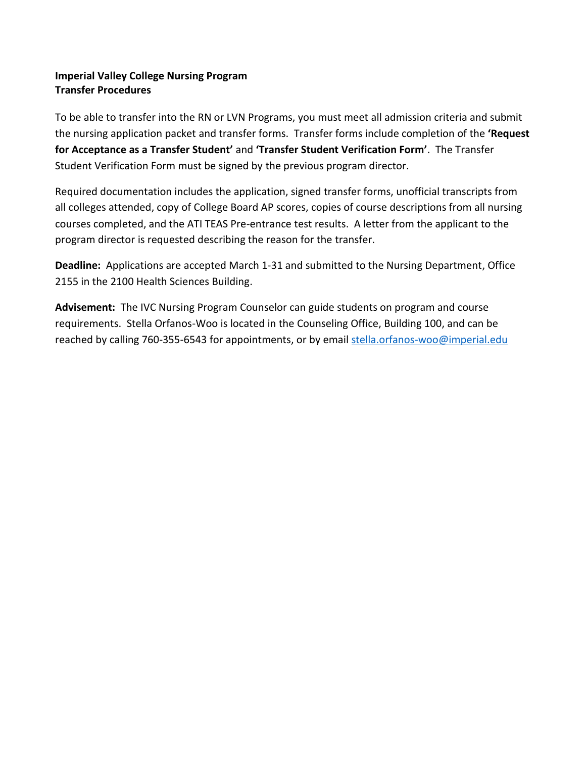**Imperial Valley College Nursing Program**
**Transfer Procedures**

To be able to transfer into the RN or LVN Programs, you must meet all admission criteria and submit the nursing application packet and transfer forms. Transfer forms include completion of the **'Request for Acceptance as a Transfer Student'** and **'Transfer Student Verification Form'**. The Transfer Student Verification Form must be signed by the previous program director.

Required documentation includes the application, signed transfer forms, unofficial transcripts from all colleges attended, copy of College Board AP scores, copies of course descriptions from all nursing courses completed, and the ATI TEAS Pre-entrance test results. A letter from the applicant to the program director is requested describing the reason for the transfer.

**Deadline:** Applications are accepted March 1-31 and submitted to the Nursing Department, Office 2155 in the 2100 Health Sciences Building.

**Advisement:** The IVC Nursing Program Counselor can guide students on program and course requirements. Stella Orfanos-Woo is located in the Counseling Office, Building 100, and can be reached by calling 760-355-6543 for appointments, or by email stella.orfanos-woo@imperial.edu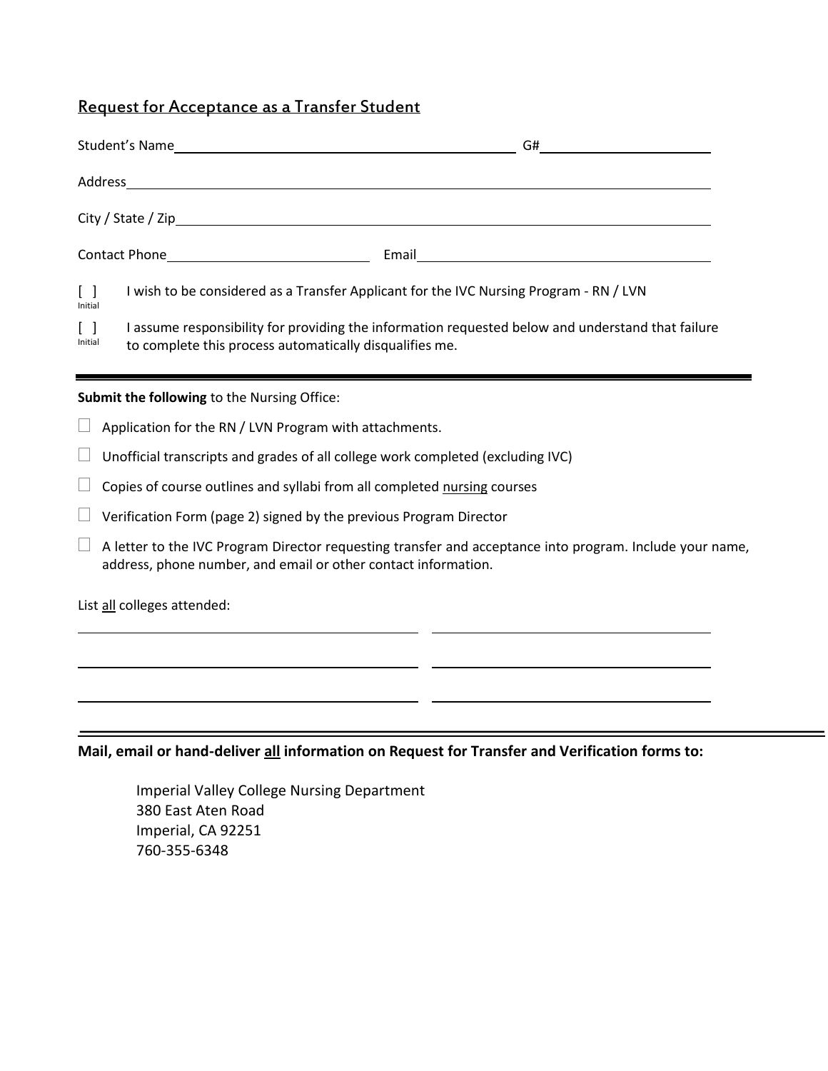## Request for Acceptance as a Transfer Student

Student's Name ______________________________ G# ______________

Address ______________________________________________

City / State / Zip ______________________________________

Contact Phone ____________________ Email ______________________

[ ] Initial — I wish to be considered as a Transfer Applicant for the IVC Nursing Program - RN / LVN

[ ] Initial — I assume responsibility for providing the information requested below and understand that failure to complete this process automatically disqualifies me.

---

**Submit the following** to the Nursing Office:

- ☐ Application for the RN / LVN Program with attachments.
- ☐ Unofficial transcripts and grades of all college work completed (excluding IVC)
- ☐ Copies of course outlines and syllabi from all completed nursing courses
- ☐ Verification Form (page 2) signed by the previous Program Director
- ☐ A letter to the IVC Program Director requesting transfer and acceptance into program. Include your name, address, phone number, and email or other contact information.

List all colleges attended:

______________________ ______________________

______________________ ______________________

______________________ ______________________

---

**Mail, email or hand-deliver all information on Request for Transfer and Verification forms to:**

Imperial Valley College Nursing Department
380 East Aten Road
Imperial, CA 92251
760-355-6348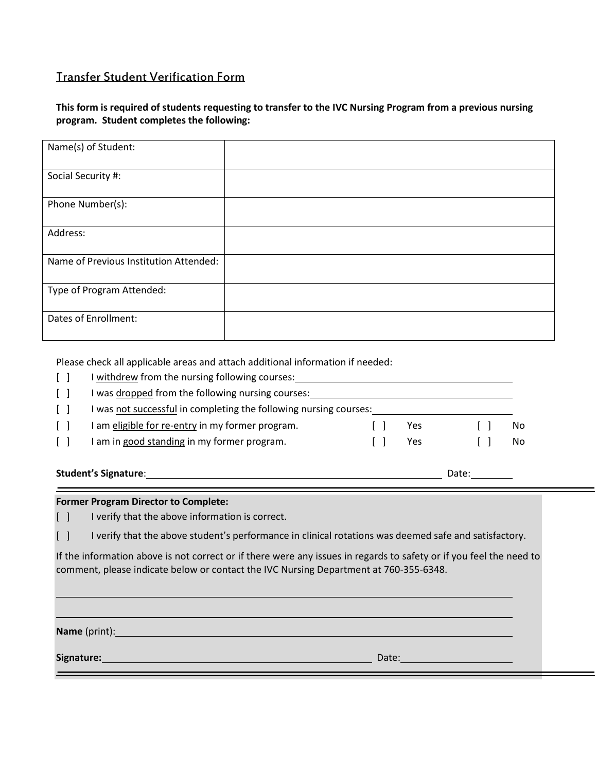## Transfer Student Verification Form

**This form is required of students requesting to transfer to the IVC Nursing Program from a previous nursing program. Student completes the following:**

| | |
|---|---|
| Name(s) of Student: | |
| Social Security #: | |
| Phone Number(s): | |
| Address: | |
| Name of Previous Institution Attended: | |
| Type of Program Attended: | |
| Dates of Enrollment: | |

Please check all applicable areas and attach additional information if needed:

[ ] I withdrew from the nursing following courses: ______________________________

[ ] I was dropped from the following nursing courses: ______________________________

[ ] I was not successful in completing the following nursing courses: ______________________________

[ ] I am eligible for re-entry in my former program. [ ] Yes [ ] No

[ ] I am in good standing in my former program. [ ] Yes [ ] No

**Student's Signature**: ______________________________ Date: ________

---

**Former Program Director to Complete:**

[ ] I verify that the above information is correct.

[ ] I verify that the above student's performance in clinical rotations was deemed safe and satisfactory.

If the information above is not correct or if there were any issues in regards to safety or if you feel the need to comment, please indicate below or contact the IVC Nursing Department at 760-355-6348.

______________________________________________________________

______________________________________________________________

**Name** (print): ______________________________

**Signature:** ______________________________ Date: ____________